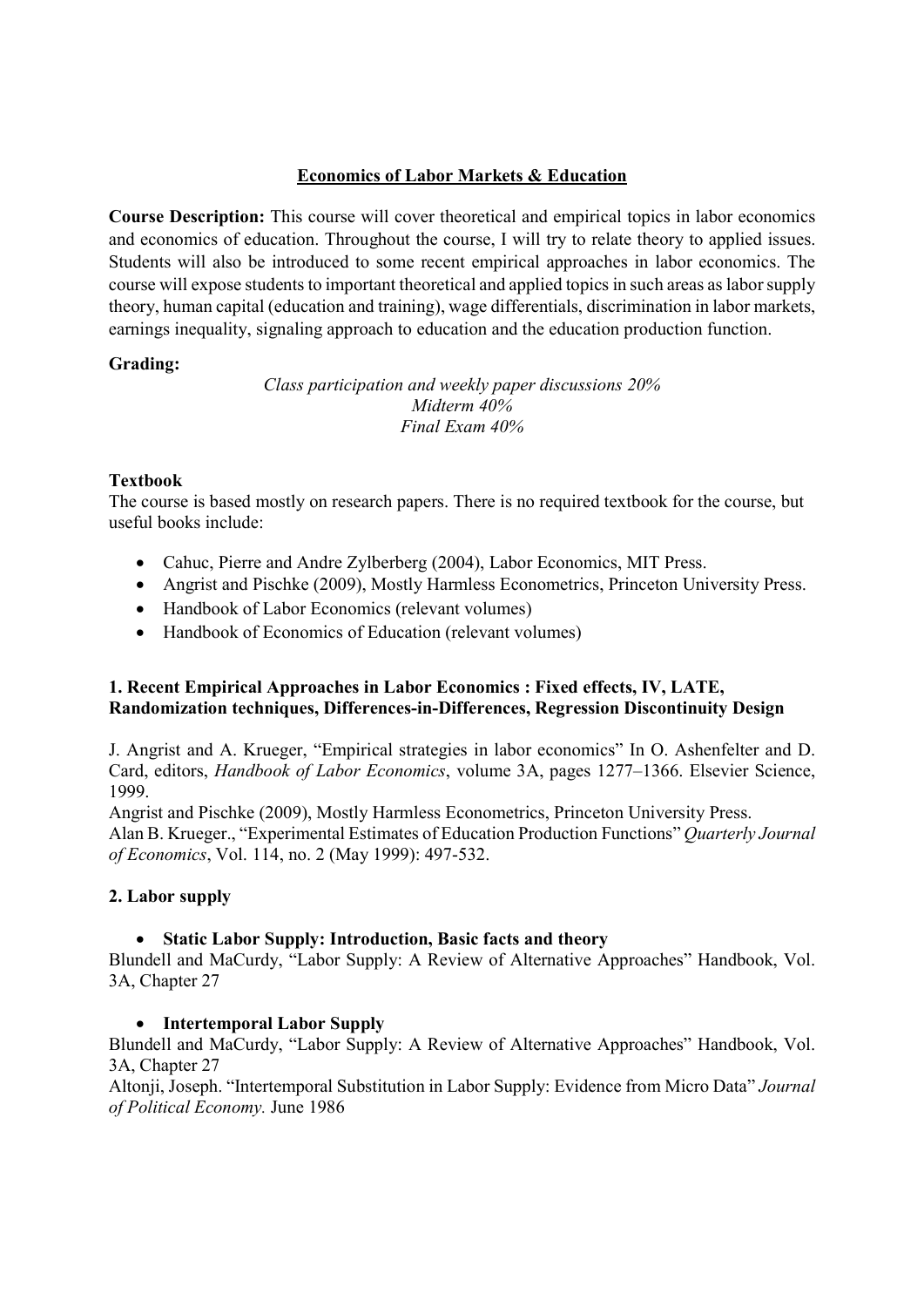# Economics of Labor Markets & Education

**Course Description:** This course will cover theoretical and empirical topics in labor economics and economics of education. Throughout the course, I will try to relate theory to applied issues. Students will also be introduced to some recent empirical approaches in labor economics. The course will expose students to important theoretical and applied topics in such areas as labor supply theory, human capital (education and training), wage differentials, discrimination in labor markets, earnings inequality, signaling approach to education and the education production function.

**Grading:**

*Class participation and weekly paper discussions 20%*
*Midterm 40%*
*Final Exam 40%*

**Textbook**

The course is based mostly on research papers. There is no required textbook for the course, but useful books include:

- Cahuc, Pierre and Andre Zylberberg (2004), Labor Economics, MIT Press.
- Angrist and Pischke (2009), Mostly Harmless Econometrics, Princeton University Press.
- Handbook of Labor Economics (relevant volumes)
- Handbook of Economics of Education (relevant volumes)

## 1. Recent Empirical Approaches in Labor Economics : Fixed effects, IV, LATE, Randomization techniques, Differences-in-Differences, Regression Discontinuity Design

J. Angrist and A. Krueger, "Empirical strategies in labor economics" In O. Ashenfelter and D. Card, editors, *Handbook of Labor Economics*, volume 3A, pages 1277–1366. Elsevier Science, 1999.

Angrist and Pischke (2009), Mostly Harmless Econometrics, Princeton University Press.

Alan B. Krueger., "Experimental Estimates of Education Production Functions" *Quarterly Journal of Economics*, Vol. 114, no. 2 (May 1999): 497-532.

## 2. Labor supply

- **Static Labor Supply: Introduction, Basic facts and theory**

Blundell and MaCurdy, "Labor Supply: A Review of Alternative Approaches" Handbook, Vol. 3A, Chapter 27

- **Intertemporal Labor Supply**

Blundell and MaCurdy, "Labor Supply: A Review of Alternative Approaches" Handbook, Vol. 3A, Chapter 27

Altonji, Joseph. "Intertemporal Substitution in Labor Supply: Evidence from Micro Data" *Journal of Political Economy.* June 1986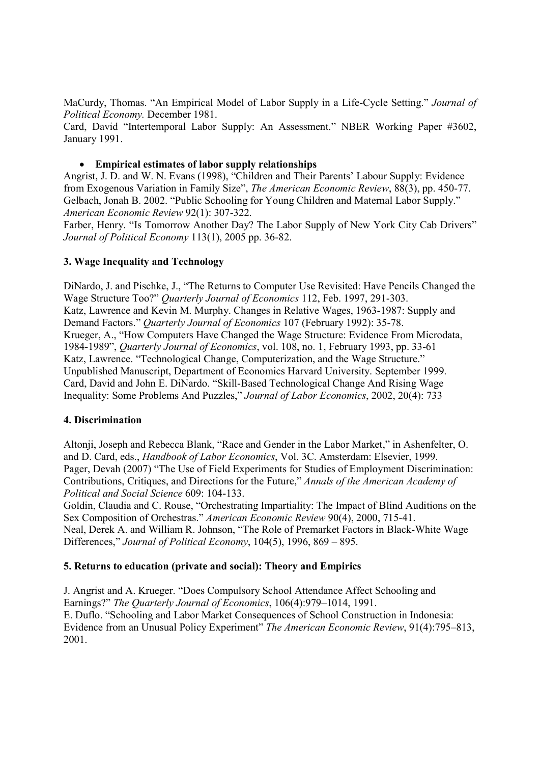MaCurdy, Thomas. "An Empirical Model of Labor Supply in a Life-Cycle Setting." *Journal of Political Economy.* December 1981.
Card, David "Intertemporal Labor Supply: An Assessment." NBER Working Paper #3602, January 1991.

- **Empirical estimates of labor supply relationships**

Angrist, J. D. and W. N. Evans (1998), "Children and Their Parents' Labour Supply: Evidence from Exogenous Variation in Family Size", *The American Economic Review*, 88(3), pp. 450-77.
Gelbach, Jonah B. 2002. "Public Schooling for Young Children and Maternal Labor Supply." *American Economic Review* 92(1): 307-322.
Farber, Henry. "Is Tomorrow Another Day? The Labor Supply of New York City Cab Drivers" *Journal of Political Economy* 113(1), 2005 pp. 36-82.

### 3. Wage Inequality and Technology

DiNardo, J. and Pischke, J., "The Returns to Computer Use Revisited: Have Pencils Changed the Wage Structure Too?" *Quarterly Journal of Economics* 112, Feb. 1997, 291-303.
Katz, Lawrence and Kevin M. Murphy. Changes in Relative Wages, 1963-1987: Supply and Demand Factors." *Quarterly Journal of Economics* 107 (February 1992): 35-78.
Krueger, A., "How Computers Have Changed the Wage Structure: Evidence From Microdata, 1984-1989", *Quarterly Journal of Economics*, vol. 108, no. 1, February 1993, pp. 33-61
Katz, Lawrence. "Technological Change, Computerization, and the Wage Structure." Unpublished Manuscript, Department of Economics Harvard University. September 1999.
Card, David and John E. DiNardo. "Skill-Based Technological Change And Rising Wage Inequality: Some Problems And Puzzles," *Journal of Labor Economics*, 2002, 20(4): 733

### 4. Discrimination

Altonji, Joseph and Rebecca Blank, "Race and Gender in the Labor Market," in Ashenfelter, O. and D. Card, eds., *Handbook of Labor Economics*, Vol. 3C. Amsterdam: Elsevier, 1999.
Pager, Devah (2007) "The Use of Field Experiments for Studies of Employment Discrimination: Contributions, Critiques, and Directions for the Future," *Annals of the American Academy of Political and Social Science* 609: 104-133.
Goldin, Claudia and C. Rouse, "Orchestrating Impartiality: The Impact of Blind Auditions on the Sex Composition of Orchestras." *American Economic Review* 90(4), 2000, 715-41.
Neal, Derek A. and William R. Johnson, "The Role of Premarket Factors in Black-White Wage Differences," *Journal of Political Economy*, 104(5), 1996, 869 – 895.

### 5. Returns to education (private and social): Theory and Empirics

J. Angrist and A. Krueger. "Does Compulsory School Attendance Affect Schooling and Earnings?" *The Quarterly Journal of Economics*, 106(4):979–1014, 1991.
E. Duflo. "Schooling and Labor Market Consequences of School Construction in Indonesia: Evidence from an Unusual Policy Experiment" *The American Economic Review*, 91(4):795–813, 2001.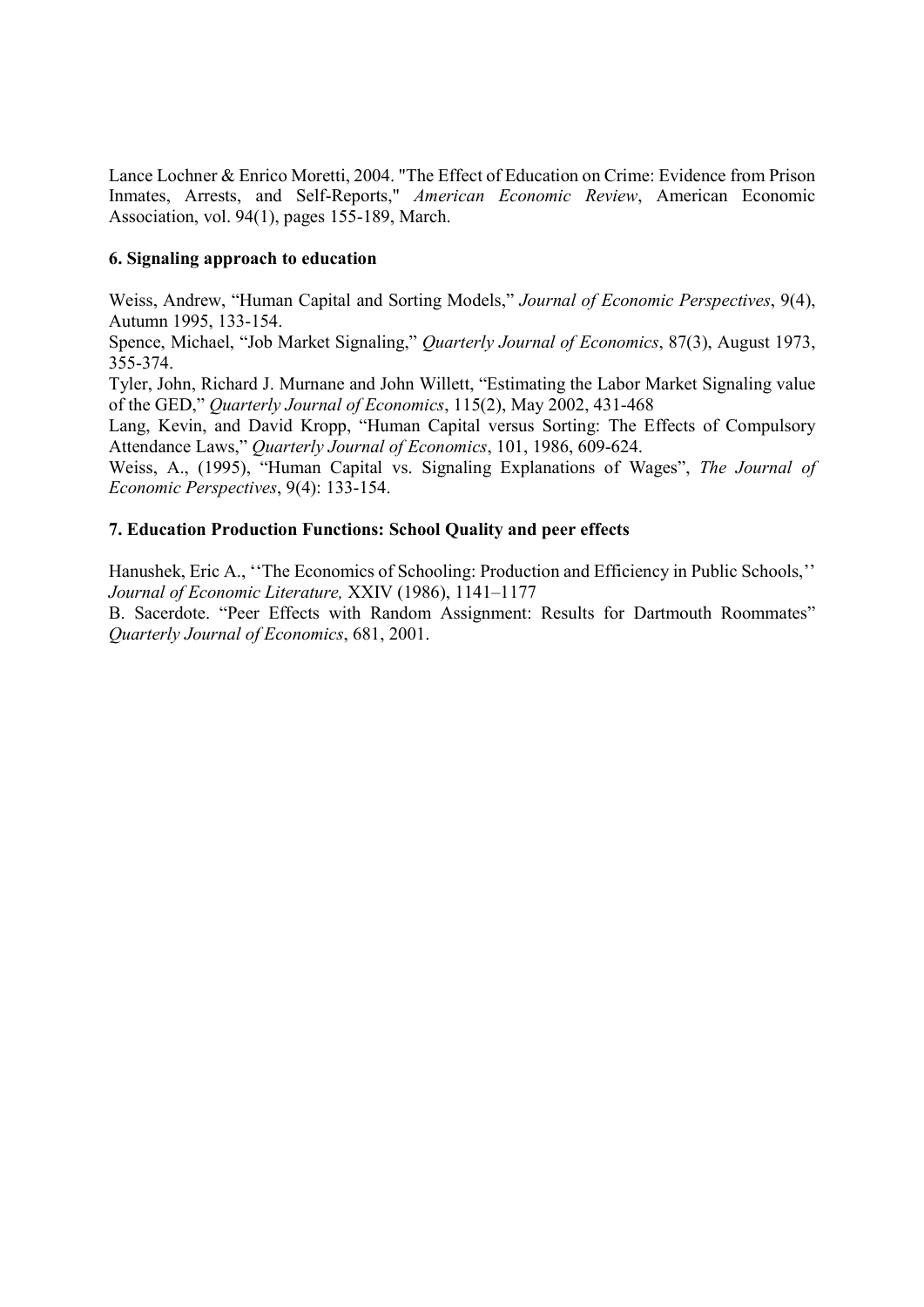Lance Lochner & Enrico Moretti, 2004. "The Effect of Education on Crime: Evidence from Prison Inmates, Arrests, and Self-Reports," *American Economic Review*, American Economic Association, vol. 94(1), pages 155-189, March.

**6. Signaling approach to education**

Weiss, Andrew, "Human Capital and Sorting Models," *Journal of Economic Perspectives*, 9(4), Autumn 1995, 133-154.
Spence, Michael, "Job Market Signaling," *Quarterly Journal of Economics*, 87(3), August 1973, 355-374.
Tyler, John, Richard J. Murnane and John Willett, "Estimating the Labor Market Signaling value of the GED," *Quarterly Journal of Economics*, 115(2), May 2002, 431-468
Lang, Kevin, and David Kropp, "Human Capital versus Sorting: The Effects of Compulsory Attendance Laws," *Quarterly Journal of Economics*, 101, 1986, 609-624.
Weiss, A., (1995), "Human Capital vs. Signaling Explanations of Wages", *The Journal of Economic Perspectives*, 9(4): 133-154.

**7. Education Production Functions: School Quality and peer effects**

Hanushek, Eric A., ''The Economics of Schooling: Production and Efficiency in Public Schools,'' *Journal of Economic Literature,* XXIV (1986), 1141–1177
B. Sacerdote. "Peer Effects with Random Assignment: Results for Dartmouth Roommates" *Quarterly Journal of Economics*, 681, 2001.